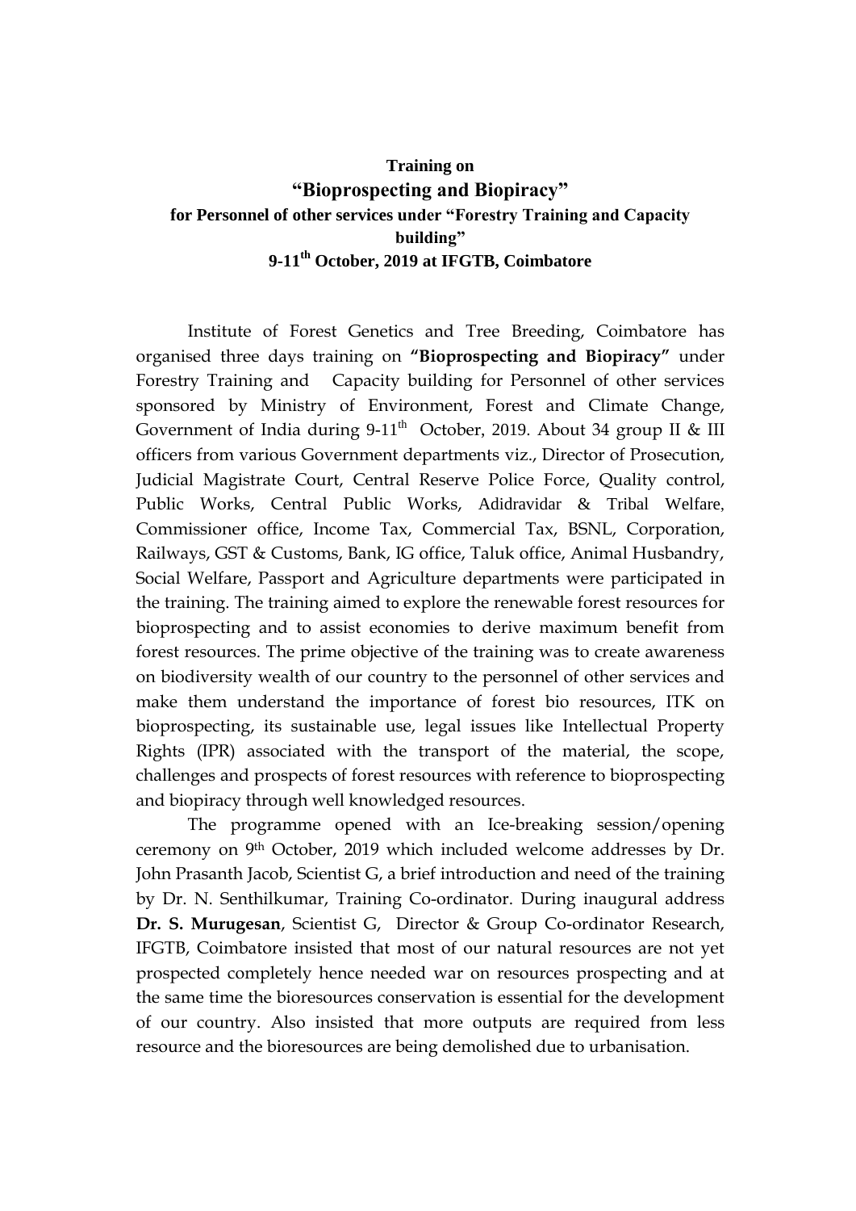**Training on**

# "Bioprospecting and Biopiracy"

**for Personnel of other services under "Forestry Training and Capacity building"**

**9-11th October, 2019 at IFGTB, Coimbatore**

Institute of Forest Genetics and Tree Breeding, Coimbatore has organised three days training on **"Bioprospecting and Biopiracy"** under Forestry Training and Capacity building for Personnel of other services sponsored by Ministry of Environment, Forest and Climate Change, Government of India during 9-11th October, 2019. About 34 group II & III officers from various Government departments viz., Director of Prosecution, Judicial Magistrate Court, Central Reserve Police Force, Quality control, Public Works, Central Public Works, Adidravidar & Tribal Welfare, Commissioner office, Income Tax, Commercial Tax, BSNL, Corporation, Railways, GST & Customs, Bank, IG office, Taluk office, Animal Husbandry, Social Welfare, Passport and Agriculture departments were participated in the training. The training aimed to explore the renewable forest resources for bioprospecting and to assist economies to derive maximum benefit from forest resources. The prime objective of the training was to create awareness on biodiversity wealth of our country to the personnel of other services and make them understand the importance of forest bio resources, ITK on bioprospecting, its sustainable use, legal issues like Intellectual Property Rights (IPR) associated with the transport of the material, the scope, challenges and prospects of forest resources with reference to bioprospecting and biopiracy through well knowledged resources.

The programme opened with an Ice-breaking session/opening ceremony on 9th October, 2019 which included welcome addresses by Dr. John Prasanth Jacob, Scientist G, a brief introduction and need of the training by Dr. N. Senthilkumar, Training Co-ordinator. During inaugural address **Dr. S. Murugesan**, Scientist G, Director & Group Co-ordinator Research, IFGTB, Coimbatore insisted that most of our natural resources are not yet prospected completely hence needed war on resources prospecting and at the same time the bioresources conservation is essential for the development of our country. Also insisted that more outputs are required from less resource and the bioresources are being demolished due to urbanisation.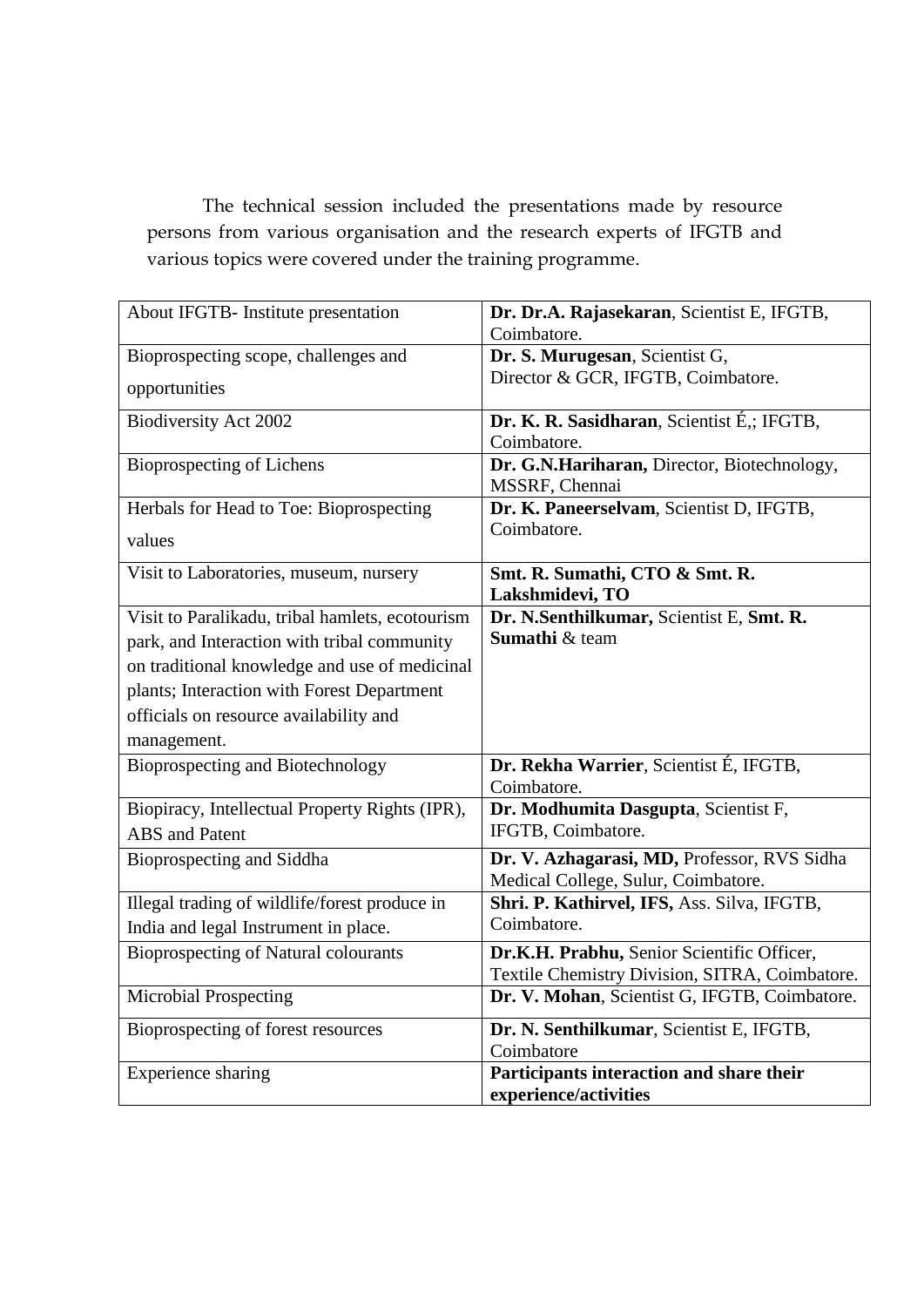The technical session included the presentations made by resource persons from various organisation and the research experts of IFGTB and various topics were covered under the training programme.

| About IFGTB- Institute presentation | **Dr. Dr.A. Rajasekaran**, Scientist E, IFGTB, Coimbatore. |
|---|---|
| Bioprospecting scope, challenges and opportunities | **Dr. S. Murugesan**, Scientist G, Director & GCR, IFGTB, Coimbatore. |
| Biodiversity Act 2002 | **Dr. K. R. Sasidharan**, Scientist É,; IFGTB, Coimbatore. |
| Bioprospecting of Lichens | **Dr. G.N.Hariharan,** Director, Biotechnology, MSSRF, Chennai |
| Herbals for Head to Toe: Bioprospecting values | **Dr. K. Paneerselvam**, Scientist D, IFGTB, Coimbatore. |
| Visit to Laboratories, museum, nursery | **Smt. R. Sumathi, CTO & Smt. R. Lakshmidevi, TO** |
| Visit to Paralikadu, tribal hamlets, ecotourism park, and Interaction with tribal community on traditional knowledge and use of medicinal plants; Interaction with Forest Department officials on resource availability and management. | **Dr. N.Senthilkumar,** Scientist E, **Smt. R. Sumathi** & team |
| Bioprospecting and Biotechnology | **Dr. Rekha Warrier**, Scientist É, IFGTB, Coimbatore. |
| Biopiracy, Intellectual Property Rights (IPR), ABS and Patent | **Dr. Modhumita Dasgupta**, Scientist F, IFGTB, Coimbatore. |
| Bioprospecting and Siddha | **Dr. V. Azhagarasi, MD,** Professor, RVS Sidha Medical College, Sulur, Coimbatore. |
| Illegal trading of wildlife/forest produce in India and legal Instrument in place. | **Shri. P. Kathirvel, IFS,** Ass. Silva, IFGTB, Coimbatore. |
| Bioprospecting of Natural colourants | **Dr.K.H. Prabhu,** Senior Scientific Officer, Textile Chemistry Division, SITRA, Coimbatore. |
| Microbial Prospecting | **Dr. V. Mohan**, Scientist G, IFGTB, Coimbatore. |
| Bioprospecting of forest resources | **Dr. N. Senthilkumar**, Scientist E, IFGTB, Coimbatore |
| Experience sharing | **Participants interaction and share their experience/activities** |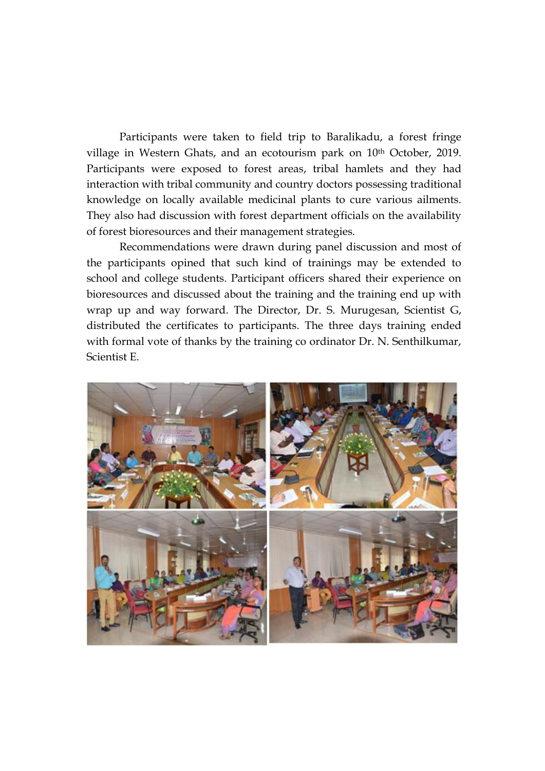Participants were taken to field trip to Baralikadu, a forest fringe village in Western Ghats, and an ecotourism park on 10th October, 2019. Participants were exposed to forest areas, tribal hamlets and they had interaction with tribal community and country doctors possessing traditional knowledge on locally available medicinal plants to cure various ailments. They also had discussion with forest department officials on the availability of forest bioresources and their management strategies.

Recommendations were drawn during panel discussion and most of the participants opined that such kind of trainings may be extended to school and college students. Participant officers shared their experience on bioresources and discussed about the training and the training end up with wrap up and way forward. The Director, Dr. S. Murugesan, Scientist G, distributed the certificates to participants. The three days training ended with formal vote of thanks by the training co ordinator Dr. N. Senthilkumar, Scientist E.